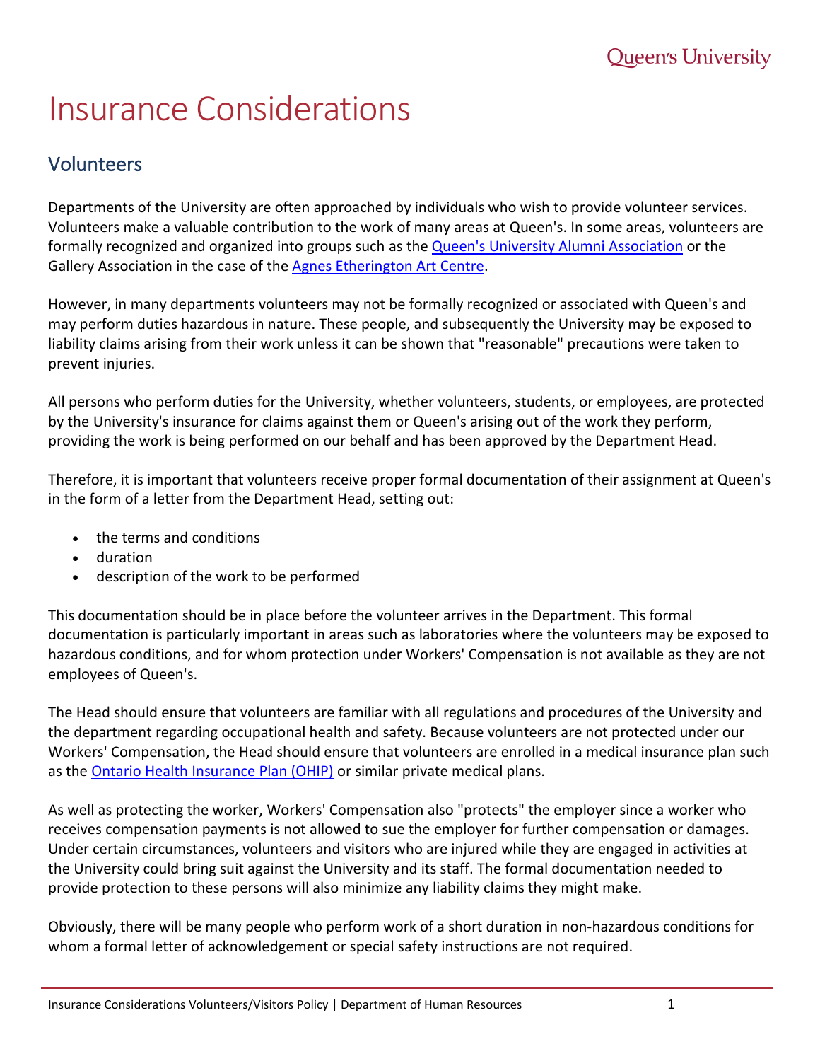# Insurance Considerations

## Volunteers

Departments of the University are often approached by individuals who wish to provide volunteer services. Volunteers make a valuable contribution to the work of many areas at Queen's. In some areas, volunteers are formally recognized and organized into groups such as the Queen's University Alumni Association or the Gallery Association in the case of the Agnes Etherington Art Centre.

However, in many departments volunteers may not be formally recognized or associated with Queen's and may perform duties hazardous in nature. These people, and subsequently the University may be exposed to liability claims arising from their work unless it can be shown that "reasonable" precautions were taken to prevent injuries.

All persons who perform duties for the University, whether volunteers, students, or employees, are protected by the University's insurance for claims against them or Queen's arising out of the work they perform, providing the work is being performed on our behalf and has been approved by the Department Head.

Therefore, it is important that volunteers receive proper formal documentation of their assignment at Queen's in the form of a letter from the Department Head, setting out:

- the terms and conditions
- duration
- description of the work to be performed

This documentation should be in place before the volunteer arrives in the Department. This formal documentation is particularly important in areas such as laboratories where the volunteers may be exposed to hazardous conditions, and for whom protection under Workers' Compensation is not available as they are not employees of Queen's.

The Head should ensure that volunteers are familiar with all regulations and procedures of the University and the department regarding occupational health and safety. Because volunteers are not protected under our Workers' Compensation, the Head should ensure that volunteers are enrolled in a medical insurance plan such as the Ontario Health Insurance Plan (OHIP) or similar private medical plans.

As well as protecting the worker, Workers' Compensation also "protects" the employer since a worker who receives compensation payments is not allowed to sue the employer for further compensation or damages. Under certain circumstances, volunteers and visitors who are injured while they are engaged in activities at the University could bring suit against the University and its staff. The formal documentation needed to provide protection to these persons will also minimize any liability claims they might make.

Obviously, there will be many people who perform work of a short duration in non-hazardous conditions for whom a formal letter of acknowledgement or special safety instructions are not required.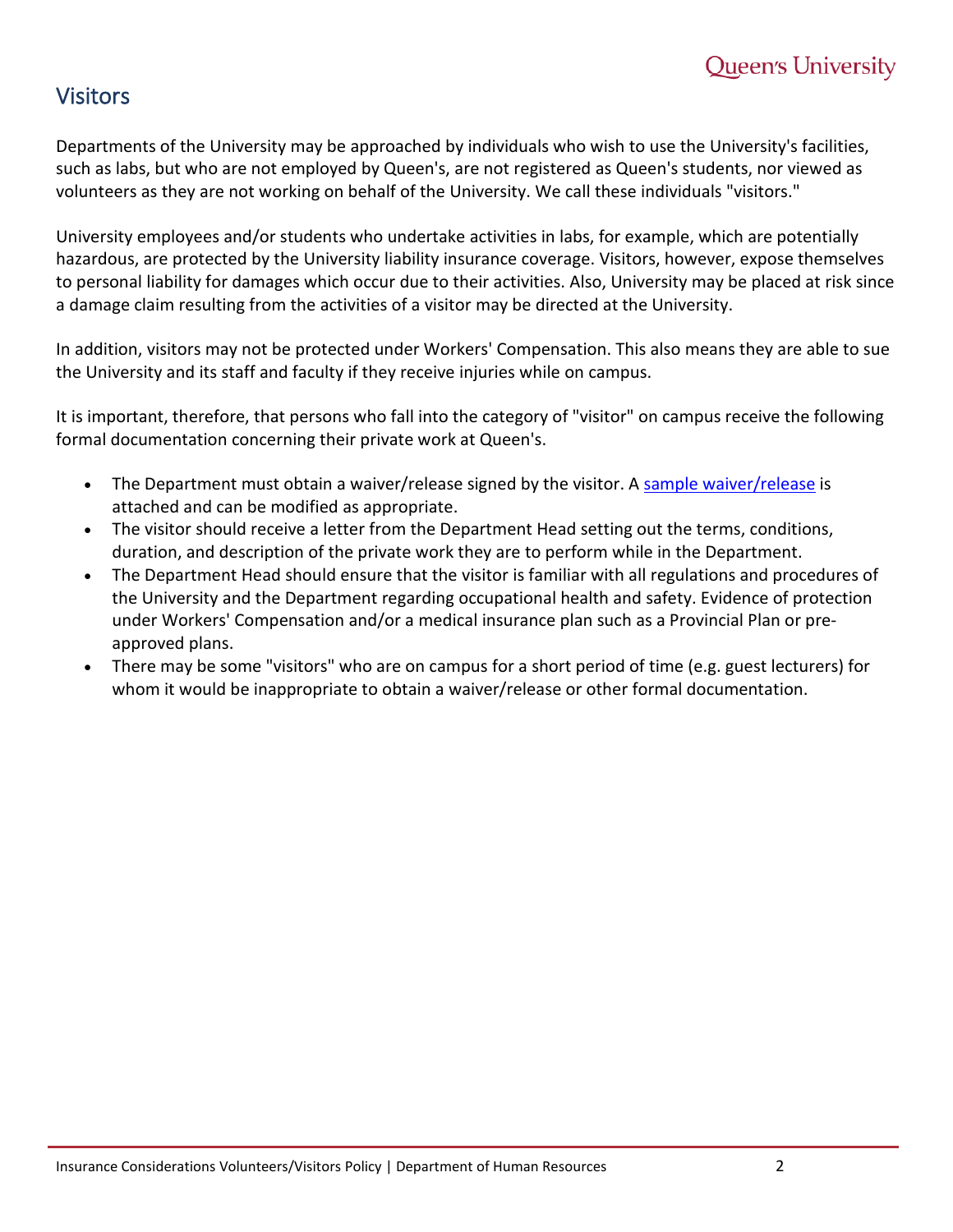## Visitors

Departments of the University may be approached by individuals who wish to use the University's facilities, such as labs, but who are not employed by Queen's, are not registered as Queen's students, nor viewed as volunteers as they are not working on behalf of the University. We call these individuals "visitors."

University employees and/or students who undertake activities in labs, for example, which are potentially hazardous, are protected by the University liability insurance coverage. Visitors, however, expose themselves to personal liability for damages which occur due to their activities. Also, University may be placed at risk since a damage claim resulting from the activities of a visitor may be directed at the University.

In addition, visitors may not be protected under Workers' Compensation. This also means they are able to sue the University and its staff and faculty if they receive injuries while on campus.

It is important, therefore, that persons who fall into the category of "visitor" on campus receive the following formal documentation concerning their private work at Queen's.

- The Department must obtain a waiver/release signed by the visitor. A sample waiver/release is attached and can be modified as appropriate.
- The visitor should receive a letter from the Department Head setting out the terms, conditions, duration, and description of the private work they are to perform while in the Department.
- The Department Head should ensure that the visitor is familiar with all regulations and procedures of the University and the Department regarding occupational health and safety. Evidence of protection under Workers' Compensation and/or a medical insurance plan such as a Provincial Plan or pre-approved plans.
- There may be some "visitors" who are on campus for a short period of time (e.g. guest lecturers) for whom it would be inappropriate to obtain a waiver/release or other formal documentation.